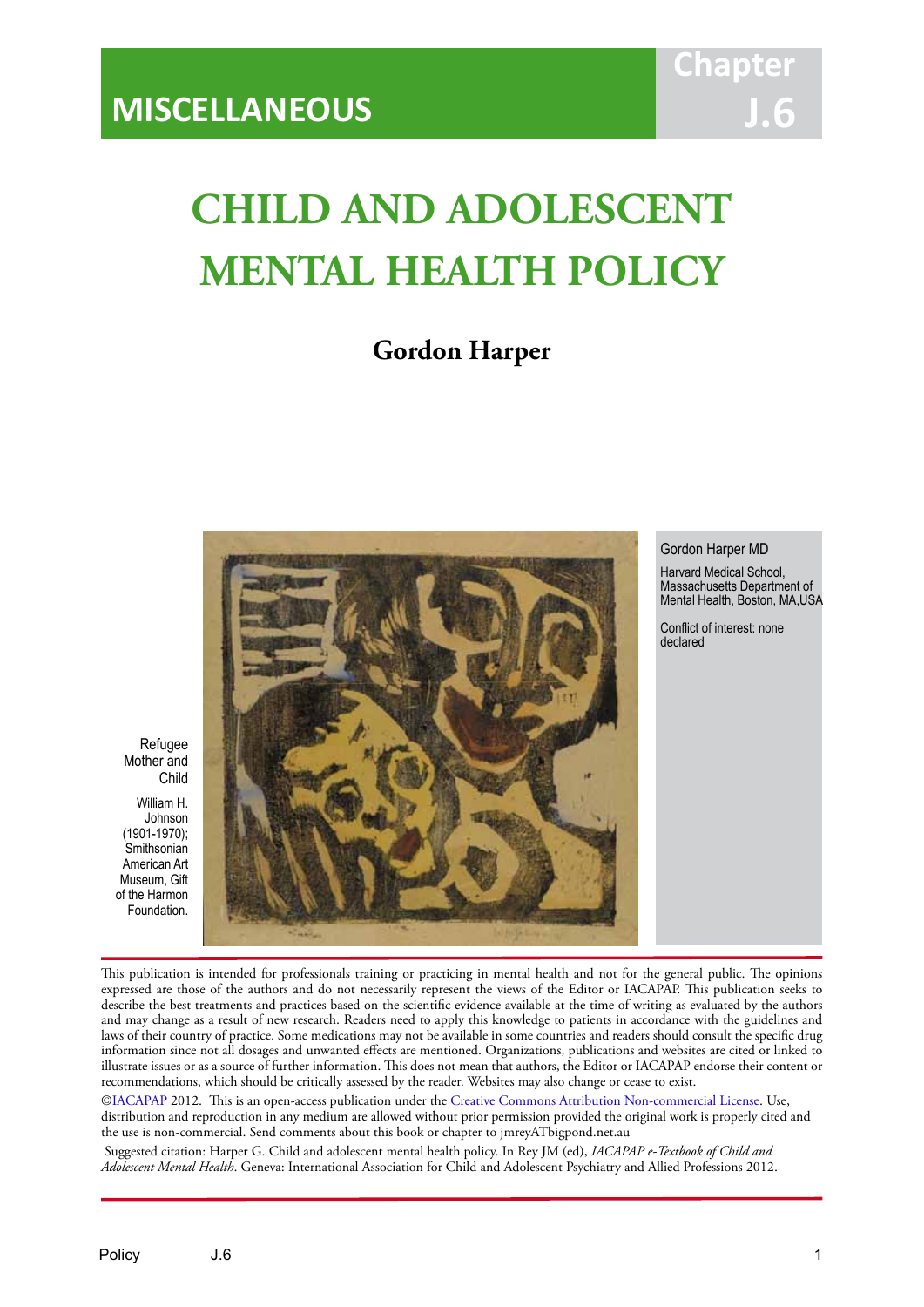MISCELLANEOUS

Chapter J.6

# CHILD AND ADOLESCENT MENTAL HEALTH POLICY

**Gordon Harper**

Refugee Mother and Child

William H. Johnson (1901-1970); Smithsonian American Art Museum, Gift of the Harmon Foundation.

Gordon Harper MD

Harvard Medical School, Massachusetts Department of Mental Health, Boston, MA,USA

Conflict of interest: none declared

This publication is intended for professionals training or practicing in mental health and not for the general public. The opinions expressed are those of the authors and do not necessarily represent the views of the Editor or IACAPAP. This publication seeks to describe the best treatments and practices based on the scientific evidence available at the time of writing as evaluated by the authors and may change as a result of new research. Readers need to apply this knowledge to patients in accordance with the guidelines and laws of their country of practice. Some medications may not be available in some countries and readers should consult the specific drug information since not all dosages and unwanted effects are mentioned. Organizations, publications and websites are cited or linked to illustrate issues or as a source of further information. This does not mean that authors, the Editor or IACAPAP endorse their content or recommendations, which should be critically assessed by the reader. Websites may also change or cease to exist.

©IACAPAP 2012. This is an open-access publication under the Creative Commons Attribution Non-commercial License. Use, distribution and reproduction in any medium are allowed without prior permission provided the original work is properly cited and the use is non-commercial. Send comments about this book or chapter to jmreyATbigpond.net.au

Suggested citation: Harper G. Child and adolescent mental health policy. In Rey JM (ed), *IACAPAP e-Textbook of Child and Adolescent Mental Health*. Geneva: International Association for Child and Adolescent Psychiatry and Allied Professions 2012.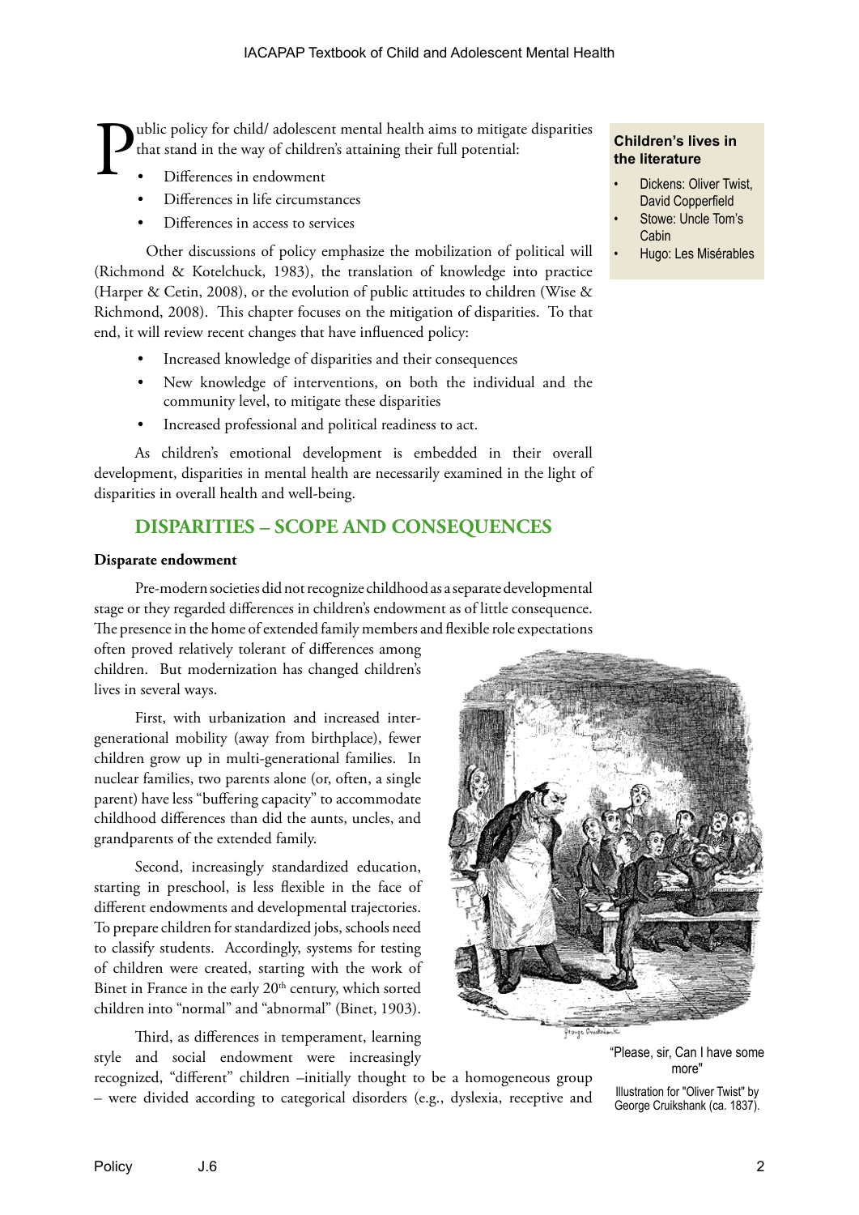Public policy for child/ adolescent mental health aims to mitigate disparities that stand in the way of children's attaining their full potential:

- Differences in endowment
- Differences in life circumstances
- Differences in access to services

Other discussions of policy emphasize the mobilization of political will (Richmond & Kotelchuck, 1983), the translation of knowledge into practice (Harper & Cetin, 2008), or the evolution of public attitudes to children (Wise & Richmond, 2008). This chapter focuses on the mitigation of disparities. To that end, it will review recent changes that have influenced policy:

- Increased knowledge of disparities and their consequences
- New knowledge of interventions, on both the individual and the community level, to mitigate these disparities
- Increased professional and political readiness to act.

As children's emotional development is embedded in their overall development, disparities in mental health are necessarily examined in the light of disparities in overall health and well-being.

**Children's lives in the literature**

- Dickens: Oliver Twist, David Copperfield
- Stowe: Uncle Tom's Cabin
- Hugo: Les Misérables

## DISPARITIES – SCOPE AND CONSEQUENCES

**Disparate endowment**

Pre-modern societies did not recognize childhood as a separate developmental stage or they regarded differences in children's endowment as of little consequence. The presence in the home of extended family members and flexible role expectations often proved relatively tolerant of differences among children. But modernization has changed children's lives in several ways.

First, with urbanization and increased inter-generational mobility (away from birthplace), fewer children grow up in multi-generational families. In nuclear families, two parents alone (or, often, a single parent) have less "buffering capacity" to accommodate childhood differences than did the aunts, uncles, and grandparents of the extended family.

Second, increasingly standardized education, starting in preschool, is less flexible in the face of different endowments and developmental trajectories. To prepare children for standardized jobs, schools need to classify students. Accordingly, systems for testing of children were created, starting with the work of Binet in France in the early 20th century, which sorted children into "normal" and "abnormal" (Binet, 1903).

"Please, sir, Can I have some more"

Illustration for "Oliver Twist" by George Cruikshank (ca. 1837).

Third, as differences in temperament, learning style and social endowment were increasingly recognized, "different" children –initially thought to be a homogeneous group – were divided according to categorical disorders (e.g., dyslexia, receptive and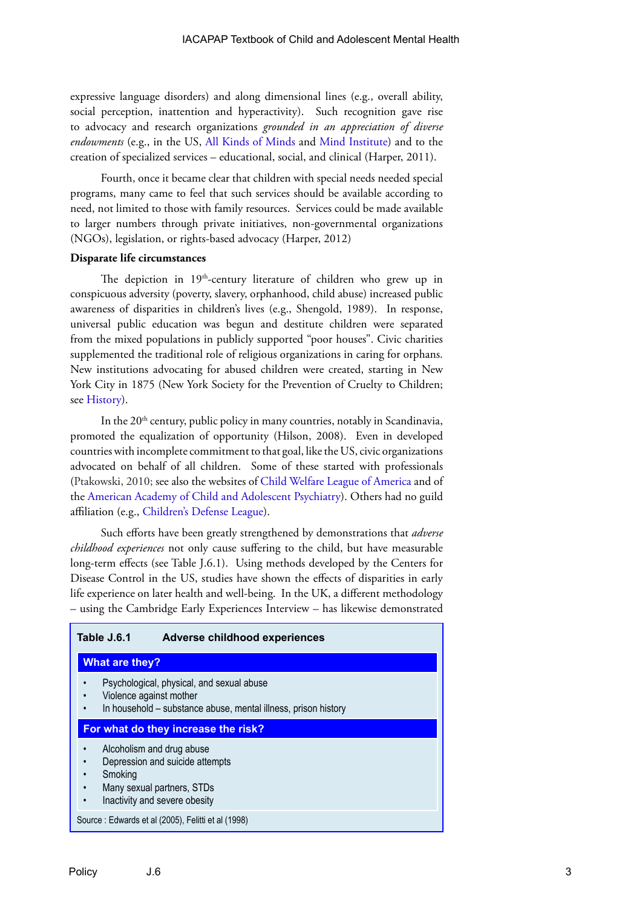expressive language disorders) and along dimensional lines (e.g., overall ability, social perception, inattention and hyperactivity). Such recognition gave rise to advocacy and research organizations *grounded in an appreciation of diverse endowments* (e.g., in the US, All Kinds of Minds and Mind Institute) and to the creation of specialized services – educational, social, and clinical (Harper, 2011).

Fourth, once it became clear that children with special needs needed special programs, many came to feel that such services should be available according to need, not limited to those with family resources. Services could be made available to larger numbers through private initiatives, non-governmental organizations (NGOs), legislation, or rights-based advocacy (Harper, 2012)

**Disparate life circumstances**

The depiction in 19th-century literature of children who grew up in conspicuous adversity (poverty, slavery, orphanhood, child abuse) increased public awareness of disparities in children's lives (e.g., Shengold, 1989). In response, universal public education was begun and destitute children were separated from the mixed populations in publicly supported "poor houses". Civic charities supplemented the traditional role of religious organizations in caring for orphans. New institutions advocating for abused children were created, starting in New York City in 1875 (New York Society for the Prevention of Cruelty to Children; see History).

In the 20th century, public policy in many countries, notably in Scandinavia, promoted the equalization of opportunity (Hilson, 2008). Even in developed countries with incomplete commitment to that goal, like the US, civic organizations advocated on behalf of all children. Some of these started with professionals (Ptakowski, 2010; see also the websites of Child Welfare League of America and of the American Academy of Child and Adolescent Psychiatry). Others had no guild affiliation (e.g., Children's Defense League).

Such efforts have been greatly strengthened by demonstrations that *adverse childhood experiences* not only cause suffering to the child, but have measurable long-term effects (see Table J.6.1). Using methods developed by the Centers for Disease Control in the US, studies have shown the effects of disparities in early life experience on later health and well-being. In the UK, a different methodology – using the Cambridge Early Experiences Interview – has likewise demonstrated

**Table J.6.1 Adverse childhood experiences**

| What are they? |
|---|
| • Psychological, physical, and sexual abuse<br>• Violence against mother<br>• In household – substance abuse, mental illness, prison history |
| **For what do they increase the risk?** |
| • Alcoholism and drug abuse<br>• Depression and suicide attempts<br>• Smoking<br>• Many sexual partners, STDs<br>• Inactivity and severe obesity |

Source : Edwards et al (2005), Felitti et al (1998)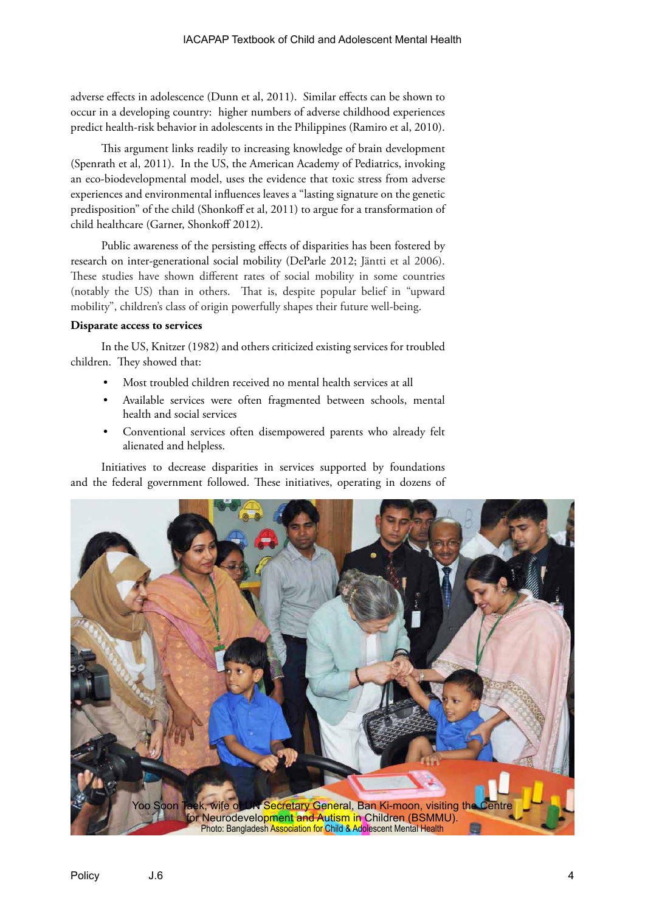adverse effects in adolescence (Dunn et al, 2011). Similar effects can be shown to occur in a developing country: higher numbers of adverse childhood experiences predict health-risk behavior in adolescents in the Philippines (Ramiro et al, 2010).

This argument links readily to increasing knowledge of brain development (Spenrath et al, 2011). In the US, the American Academy of Pediatrics, invoking an eco-biodevelopmental model, uses the evidence that toxic stress from adverse experiences and environmental influences leaves a "lasting signature on the genetic predisposition" of the child (Shonkoff et al, 2011) to argue for a transformation of child healthcare (Garner, Shonkoff 2012).

Public awareness of the persisting effects of disparities has been fostered by research on inter-generational social mobility (DeParle 2012; Jäntti et al 2006). These studies have shown different rates of social mobility in some countries (notably the US) than in others. That is, despite popular belief in "upward mobility", children's class of origin powerfully shapes their future well-being.

**Disparate access to services**

In the US, Knitzer (1982) and others criticized existing services for troubled children. They showed that:

- Most troubled children received no mental health services at all
- Available services were often fragmented between schools, mental health and social services
- Conventional services often disempowered parents who already felt alienated and helpless.

Initiatives to decrease disparities in services supported by foundations and the federal government followed. These initiatives, operating in dozens of

Yoo Soon Taek, wife of UN Secretary General, Ban Ki-moon, visiting the Centre for Neurodevelopment and Autism in Children (BSMMU).
Photo: Bangladesh Association for Child & Adolescent Mental Health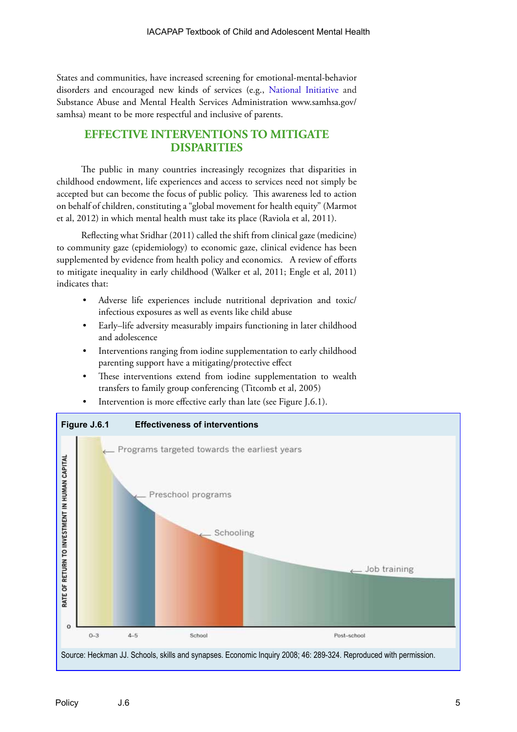States and communities, have increased screening for emotional-mental-behavior disorders and encouraged new kinds of services (e.g., National Initiative and Substance Abuse and Mental Health Services Administration www.samhsa.gov/samhsa) meant to be more respectful and inclusive of parents.

## EFFECTIVE INTERVENTIONS TO MITIGATE DISPARITIES

The public in many countries increasingly recognizes that disparities in childhood endowment, life experiences and access to services need not simply be accepted but can become the focus of public policy. This awareness led to action on behalf of children, constituting a "global movement for health equity" (Marmot et al, 2012) in which mental health must take its place (Raviola et al, 2011).

Reflecting what Sridhar (2011) called the shift from clinical gaze (medicine) to community gaze (epidemiology) to economic gaze, clinical evidence has been supplemented by evidence from health policy and economics. A review of efforts to mitigate inequality in early childhood (Walker et al, 2011; Engle et al, 2011) indicates that:

- Adverse life experiences include nutritional deprivation and toxic/infectious exposures as well as events like child abuse
- Early–life adversity measurably impairs functioning in later childhood and adolescence
- Interventions ranging from iodine supplementation to early childhood parenting support have a mitigating/protective effect
- These interventions extend from iodine supplementation to wealth transfers to family group conferencing (Titcomb et al, 2005)
- Intervention is more effective early than late (see Figure J.6.1).

**Figure J.6.1 Effectiveness of interventions**

Source: Heckman JJ. Schools, skills and synapses. Economic Inquiry 2008; 46: 289-324. Reproduced with permission.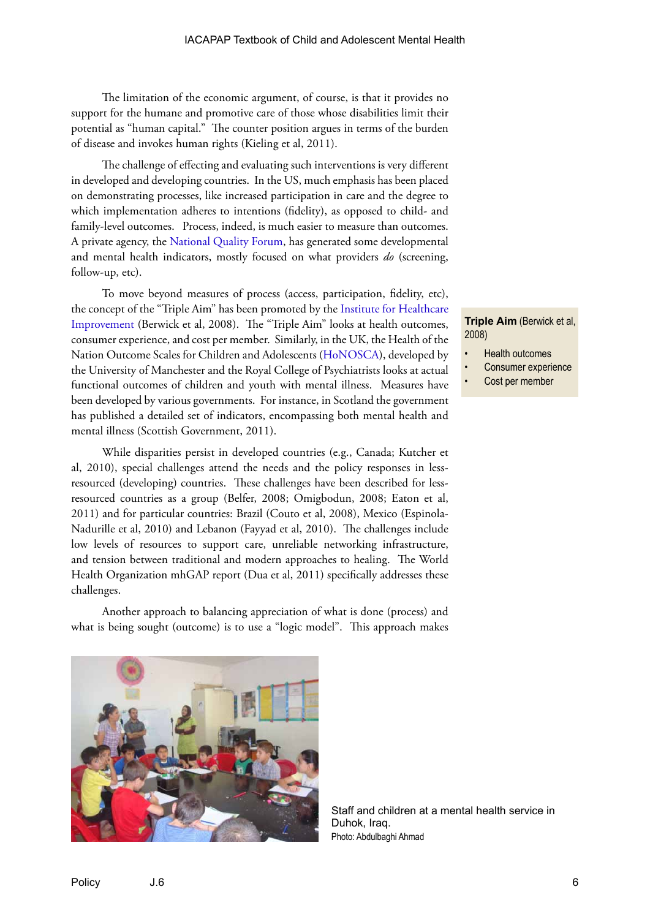The limitation of the economic argument, of course, is that it provides no support for the humane and promotive care of those whose disabilities limit their potential as "human capital." The counter position argues in terms of the burden of disease and invokes human rights (Kieling et al, 2011).

The challenge of effecting and evaluating such interventions is very different in developed and developing countries. In the US, much emphasis has been placed on demonstrating processes, like increased participation in care and the degree to which implementation adheres to intentions (fidelity), as opposed to child- and family-level outcomes. Process, indeed, is much easier to measure than outcomes. A private agency, the National Quality Forum, has generated some developmental and mental health indicators, mostly focused on what providers *do* (screening, follow-up, etc).

To move beyond measures of process (access, participation, fidelity, etc), the concept of the "Triple Aim" has been promoted by the Institute for Healthcare Improvement (Berwick et al, 2008). The "Triple Aim" looks at health outcomes, consumer experience, and cost per member. Similarly, in the UK, the Health of the Nation Outcome Scales for Children and Adolescents (HoNOSCA), developed by the University of Manchester and the Royal College of Psychiatrists looks at actual functional outcomes of children and youth with mental illness. Measures have been developed by various governments. For instance, in Scotland the government has published a detailed set of indicators, encompassing both mental health and mental illness (Scottish Government, 2011).

**Triple Aim** (Berwick et al, 2008)

- Health outcomes
- Consumer experience
- Cost per member

While disparities persist in developed countries (e.g., Canada; Kutcher et al, 2010), special challenges attend the needs and the policy responses in less-resourced (developing) countries. These challenges have been described for less-resourced countries as a group (Belfer, 2008; Omigbodun, 2008; Eaton et al, 2011) and for particular countries: Brazil (Couto et al, 2008), Mexico (Espinola-Nadurille et al, 2010) and Lebanon (Fayyad et al, 2010). The challenges include low levels of resources to support care, unreliable networking infrastructure, and tension between traditional and modern approaches to healing. The World Health Organization mhGAP report (Dua et al, 2011) specifically addresses these challenges.

Another approach to balancing appreciation of what is done (process) and what is being sought (outcome) is to use a "logic model". This approach makes

Staff and children at a mental health service in Duhok, Iraq.
Photo: Abdulbaghi Ahmad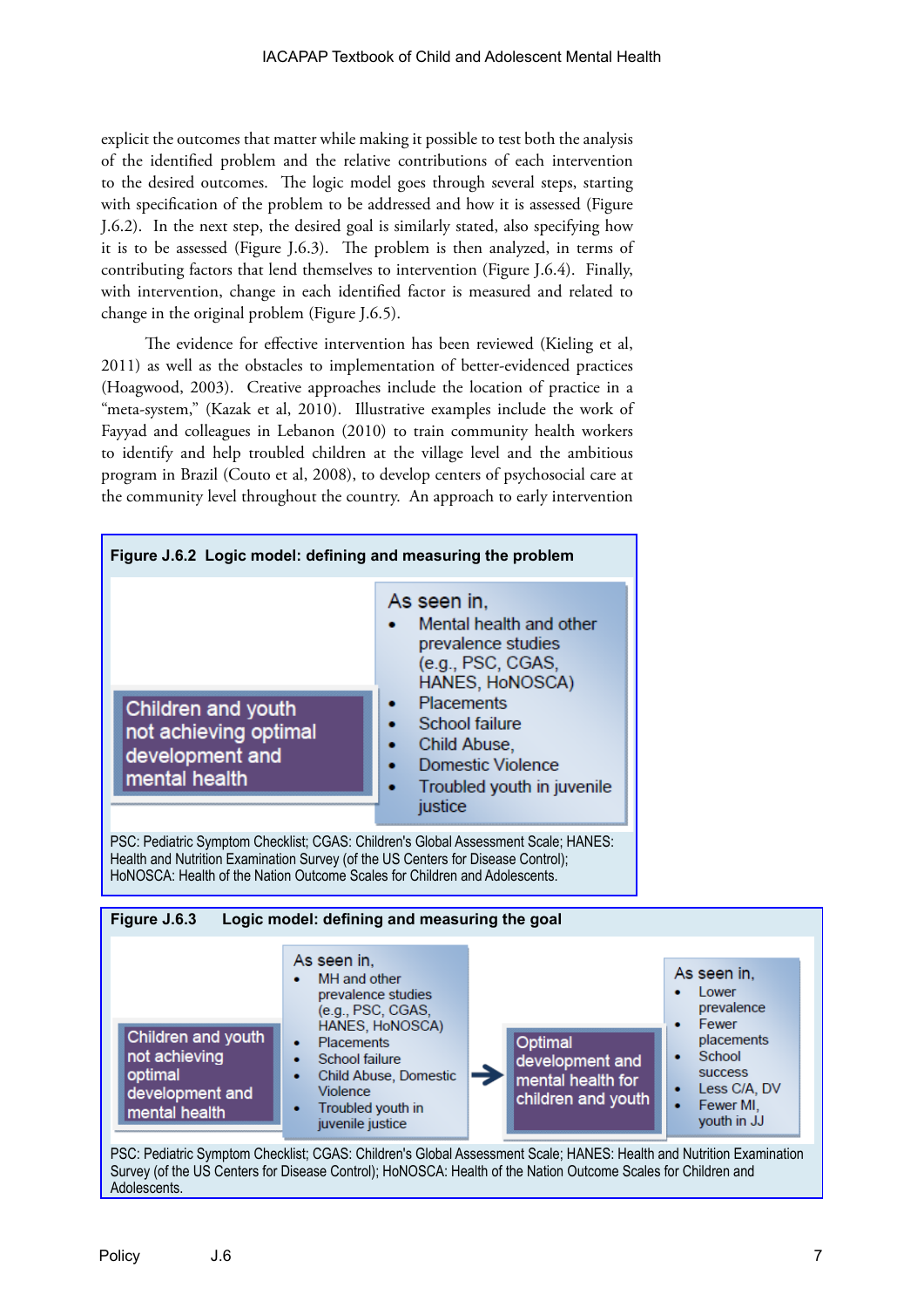explicit the outcomes that matter while making it possible to test both the analysis of the identified problem and the relative contributions of each intervention to the desired outcomes. The logic model goes through several steps, starting with specification of the problem to be addressed and how it is assessed (Figure J.6.2). In the next step, the desired goal is similarly stated, also specifying how it is to be assessed (Figure J.6.3). The problem is then analyzed, in terms of contributing factors that lend themselves to intervention (Figure J.6.4). Finally, with intervention, change in each identified factor is measured and related to change in the original problem (Figure J.6.5).

The evidence for effective intervention has been reviewed (Kieling et al, 2011) as well as the obstacles to implementation of better-evidenced practices (Hoagwood, 2003). Creative approaches include the location of practice in a "meta-system," (Kazak et al, 2010). Illustrative examples include the work of Fayyad and colleagues in Lebanon (2010) to train community health workers to identify and help troubled children at the village level and the ambitious program in Brazil (Couto et al, 2008), to develop centers of psychosocial care at the community level throughout the country. An approach to early intervention

**Figure J.6.2 Logic model: defining and measuring the problem**

Children and youth not achieving optimal development and mental health

As seen in,
- Mental health and other prevalence studies (e.g., PSC, CGAS, HANES, HoNOSCA)
- Placements
- School failure
- Child Abuse,
- Domestic Violence
- Troubled youth in juvenile justice

PSC: Pediatric Symptom Checklist; CGAS: Children's Global Assessment Scale; HANES: Health and Nutrition Examination Survey (of the US Centers for Disease Control); HoNOSCA: Health of the Nation Outcome Scales for Children and Adolescents.

**Figure J.6.3 Logic model: defining and measuring the goal**

Children and youth not achieving optimal development and mental health

As seen in,
- MH and other prevalence studies (e.g., PSC, CGAS, HANES, HoNOSCA)
- Placements
- School failure
- Child Abuse, Domestic Violence
- Troubled youth in juvenile justice

→

Optimal development and mental health for children and youth

As seen in,
- Lower prevalence
- Fewer placements
- School success
- Less C/A, DV
- Fewer MI, youth in JJ

PSC: Pediatric Symptom Checklist; CGAS: Children's Global Assessment Scale; HANES: Health and Nutrition Examination Survey (of the US Centers for Disease Control); HoNOSCA: Health of the Nation Outcome Scales for Children and Adolescents.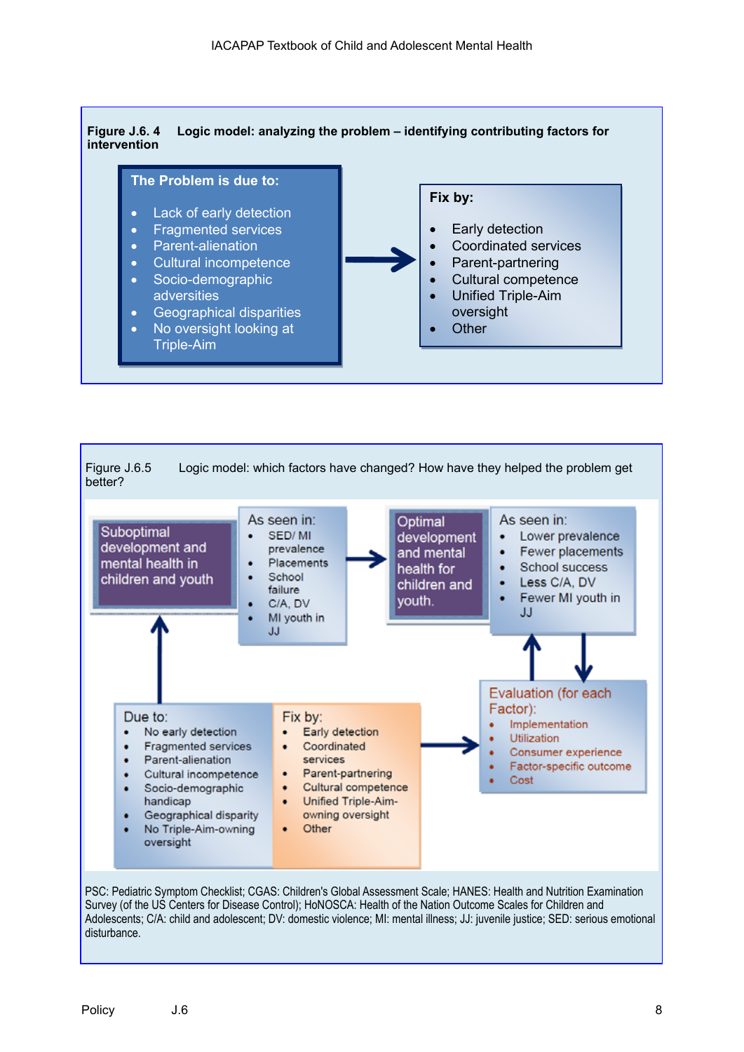**Figure J.6. 4 Logic model: analyzing the problem – identifying contributing factors for intervention**

**The Problem is due to:**

- Lack of early detection
- Fragmented services
- Parent-alienation
- Cultural incompetence
- Socio-demographic adversities
- Geographical disparities
- No oversight looking at Triple-Aim

→

**Fix by:**

- Early detection
- Coordinated services
- Parent-partnering
- Cultural competence
- Unified Triple-Aim oversight
- Other

Figure J.6.5 Logic model: which factors have changed? How have they helped the problem get better?

Suboptimal development and mental health in children and youth

As seen in:

- SED/ MI prevalence
- Placements
- School failure
- C/A, DV
- MI youth in JJ

→

Optimal development and mental health for children and youth.

As seen in:

- Lower prevalence
- Fewer placements
- School success
- Less C/A, DV
- Fewer MI youth in JJ

Due to:

- No early detection
- Fragmented services
- Parent-alienation
- Cultural incompetence
- Socio-demographic handicap
- Geographical disparity
- No Triple-Aim-owning oversight

Fix by:

- Early detection
- Coordinated services
- Parent-partnering
- Cultural competence
- Unified Triple-Aim-owning oversight
- Other

→

Evaluation (for each Factor):

- Implementation
- Utilization
- Consumer experience
- Factor-specific outcome
- Cost

PSC: Pediatric Symptom Checklist; CGAS: Children's Global Assessment Scale; HANES: Health and Nutrition Examination Survey (of the US Centers for Disease Control); HoNOSCA: Health of the Nation Outcome Scales for Children and Adolescents; C/A: child and adolescent; DV: domestic violence; MI: mental illness; JJ: juvenile justice; SED: serious emotional disturbance.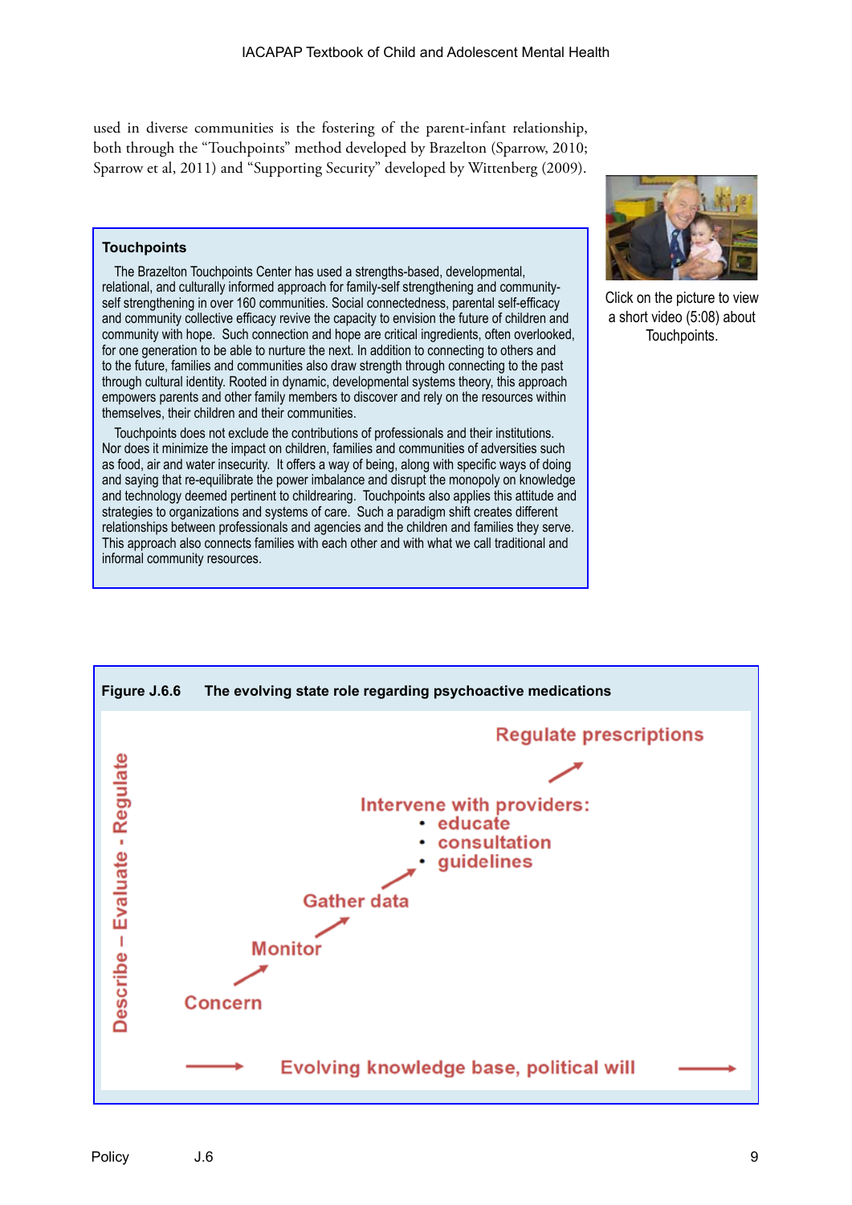used in diverse communities is the fostering of the parent-infant relationship, both through the "Touchpoints" method developed by Brazelton (Sparrow, 2010; Sparrow et al, 2011) and "Supporting Security" developed by Wittenberg (2009).

> **Touchpoints**
>
> The Brazelton Touchpoints Center has used a strengths-based, developmental, relational, and culturally informed approach for family-self strengthening and community-self strengthening in over 160 communities. Social connectedness, parental self-efficacy and community collective efficacy revive the capacity to envision the future of children and community with hope. Such connection and hope are critical ingredients, often overlooked, for one generation to be able to nurture the next. In addition to connecting to others and to the future, families and communities also draw strength through connecting to the past through cultural identity. Rooted in dynamic, developmental systems theory, this approach empowers parents and other family members to discover and rely on the resources within themselves, their children and their communities.
>
> Touchpoints does not exclude the contributions of professionals and their institutions. Nor does it minimize the impact on children, families and communities of adversities such as food, air and water insecurity. It offers a way of being, along with specific ways of doing and saying that re-equilibrate the power imbalance and disrupt the monopoly on knowledge and technology deemed pertinent to childrearing. Touchpoints also applies this attitude and strategies to organizations and systems of care. Such a paradigm shift creates different relationships between professionals and agencies and the children and families they serve. This approach also connects families with each other and with what we call traditional and informal community resources.

Click on the picture to view a short video (5:08) about Touchpoints.

**Figure J.6.6 The evolving state role regarding psychoactive medications**

Describe – Evaluate - Regulate

- Concern →
- Monitor →
- Gather data →
- Intervene with providers:
  - educate
  - consultation
  - guidelines
- → Regulate prescriptions

→ Evolving knowledge base, political will →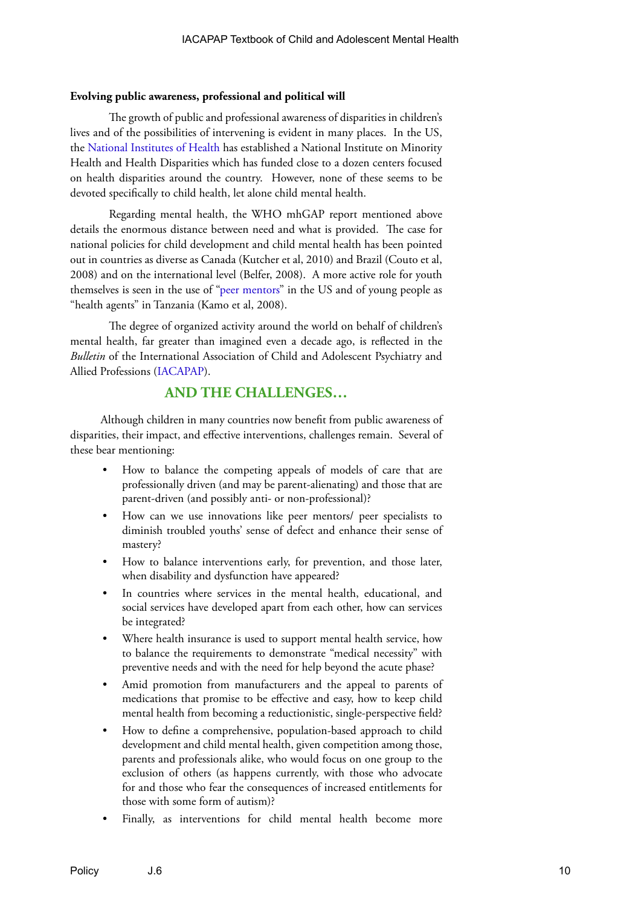**Evolving public awareness, professional and political will**

The growth of public and professional awareness of disparities in children's lives and of the possibilities of intervening is evident in many places. In the US, the National Institutes of Health has established a National Institute on Minority Health and Health Disparities which has funded close to a dozen centers focused on health disparities around the country. However, none of these seems to be devoted specifically to child health, let alone child mental health.

Regarding mental health, the WHO mhGAP report mentioned above details the enormous distance between need and what is provided. The case for national policies for child development and child mental health has been pointed out in countries as diverse as Canada (Kutcher et al, 2010) and Brazil (Couto et al, 2008) and on the international level (Belfer, 2008). A more active role for youth themselves is seen in the use of "peer mentors" in the US and of young people as "health agents" in Tanzania (Kamo et al, 2008).

The degree of organized activity around the world on behalf of children's mental health, far greater than imagined even a decade ago, is reflected in the *Bulletin* of the International Association of Child and Adolescent Psychiatry and Allied Professions (IACAPAP).

## AND THE CHALLENGES…

Although children in many countries now benefit from public awareness of disparities, their impact, and effective interventions, challenges remain. Several of these bear mentioning:

- How to balance the competing appeals of models of care that are professionally driven (and may be parent-alienating) and those that are parent-driven (and possibly anti- or non-professional)?
- How can we use innovations like peer mentors/ peer specialists to diminish troubled youths' sense of defect and enhance their sense of mastery?
- How to balance interventions early, for prevention, and those later, when disability and dysfunction have appeared?
- In countries where services in the mental health, educational, and social services have developed apart from each other, how can services be integrated?
- Where health insurance is used to support mental health service, how to balance the requirements to demonstrate "medical necessity" with preventive needs and with the need for help beyond the acute phase?
- Amid promotion from manufacturers and the appeal to parents of medications that promise to be effective and easy, how to keep child mental health from becoming a reductionistic, single-perspective field?
- How to define a comprehensive, population-based approach to child development and child mental health, given competition among those, parents and professionals alike, who would focus on one group to the exclusion of others (as happens currently, with those who advocate for and those who fear the consequences of increased entitlements for those with some form of autism)?
- Finally, as interventions for child mental health become more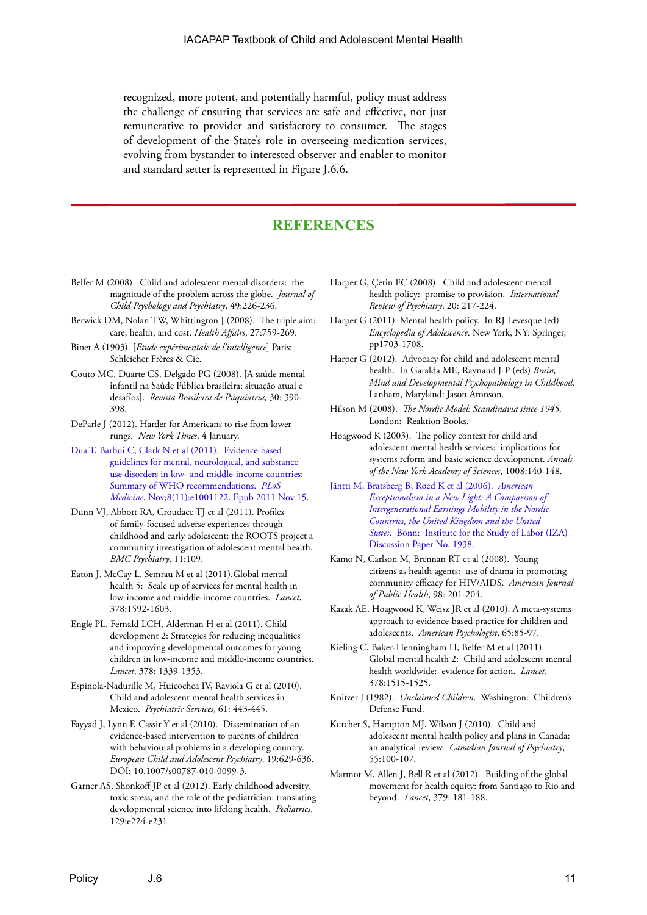recognized, more potent, and potentially harmful, policy must address the challenge of ensuring that services are safe and effective, not just remunerative to provider and satisfactory to consumer. The stages of development of the State's role in overseeing medication services, evolving from bystander to interested observer and enabler to monitor and standard setter is represented in Figure J.6.6.

## REFERENCES

Belfer M (2008). Child and adolescent mental disorders: the magnitude of the problem across the globe. *Journal of Child Psychology and Psychiatry*, 49:226-236.

Berwick DM, Nolan TW, Whittington J (2008). The triple aim: care, health, and cost. *Health Affairs*, 27:759-269.

Binet A (1903). [*Etude expérimentale de l'intelligence*] Paris: Schleicher Frères & Cie.

Couto MC, Duarte CS, Delgado PG (2008). [A saúde mental infantil na Saúde Pública brasileira: situação atual e desafios]. *Revista Brasileira de Psiquiatria,* 30: 390-398.

DeParle J (2012). Harder for Americans to rise from lower rungs. *New York Times*, 4 January.

Dua T, Barbui C, Clark N et al (2011). Evidence-based guidelines for mental, neurological, and substance use disorders in low- and middle-income countries: Summary of WHO recommendations. *PLoS Medicine*, Nov;8(11):e1001122. Epub 2011 Nov 15.

Dunn VJ, Abbott RA, Croudace TJ et al (2011). Profiles of family-focused adverse experiences through childhood and early adolescent: the ROOTS project a community investigation of adolescent mental health. *BMC Psychiatry*, 11:109.

Eaton J, McCay L, Semrau M et al (2011).Global mental health 5: Scale up of services for mental health in low-income and middle-income countries. *Lancet*, 378:1592-1603.

Engle PL, Fernald LCH, Alderman H et al (2011). Child development 2: Strategies for reducing inequalities and improving developmental outcomes for young children in low-income and middle-income countries. *Lancet*, 378: 1339-1353.

Espinola-Nadurille M, Huicochea IV, Raviola G et al (2010). Child and adolescent mental health services in Mexico. *Psychiatric Services*, 61: 443-445.

Fayyad J, Lynn F, Cassir Y et al (2010). Dissemination of an evidence-based intervention to parents of children with behavioural problems in a developing country. *European Child and Adolescent Psychiatry*, 19:629-636. DOI: 10.1007/s00787-010-0099-3.

Garner AS, Shonkoff JP et al (2012). Early childhood adversity, toxic stress, and the role of the pediatrician: translating developmental science into lifelong health. *Pediatrics*, 129:e224-e231

Harper G, Çetin FC (2008). Child and adolescent mental health policy: promise to provision. *International Review of Psychiatry*, 20: 217-224.

Harper G (2011). Mental health policy. In RJ Levesque (ed) *Encyclopedia of Adolescence*. New York, NY: Springer, pp1703-1708.

Harper G (2012). Advocacy for child and adolescent mental health. In Garalda ME, Raynaud J-P (eds) *Brain, Mind and Developmental Psychopathology in Childhood*. Lanham, Maryland: Jason Aronson.

Hilson M (2008). *The Nordic Model: Scandinavia since 1945*. London: Reaktion Books.

Hoagwood K (2003). The policy context for child and adolescent mental health services: implications for systems reform and basic science development. *Annals of the New York Academy of Sciences*, 1008:140-148.

Jäntti M, Bratsberg B, Røed K et al (2006). *American Exceptionalism in a New Light: A Comparison of Intergenerational Earnings Mobility in the Nordic Countries, the United Kingdom and the United States*. Bonn: Institute for the Study of Labor (IZA) Discussion Paper No. 1938.

Kamo N, Carlson M, Brennan RT et al (2008). Young citizens as health agents: use of drama in promoting community efficacy for HIV/AIDS. *American Journal of Public Health*, 98: 201-204.

Kazak AE, Hoagwood K, Weisz JR et al (2010). A meta-systems approach to evidence-based practice for children and adolescents. *American Psychologist*, 65:85-97.

Kieling C, Baker-Henningham H, Belfer M et al (2011). Global mental health 2: Child and adolescent mental health worldwide: evidence for action. *Lancet*, 378:1515-1525.

Knitzer J (1982). *Unclaimed Children*. Washington: Children's Defense Fund.

Kutcher S, Hampton MJ, Wilson J (2010). Child and adolescent mental health policy and plans in Canada: an analytical review. *Canadian Journal of Psychiatry*, 55:100-107.

Marmot M, Allen J, Bell R et al (2012). Building of the global movement for health equity: from Santiago to Rio and beyond. *Lancet*, 379: 181-188.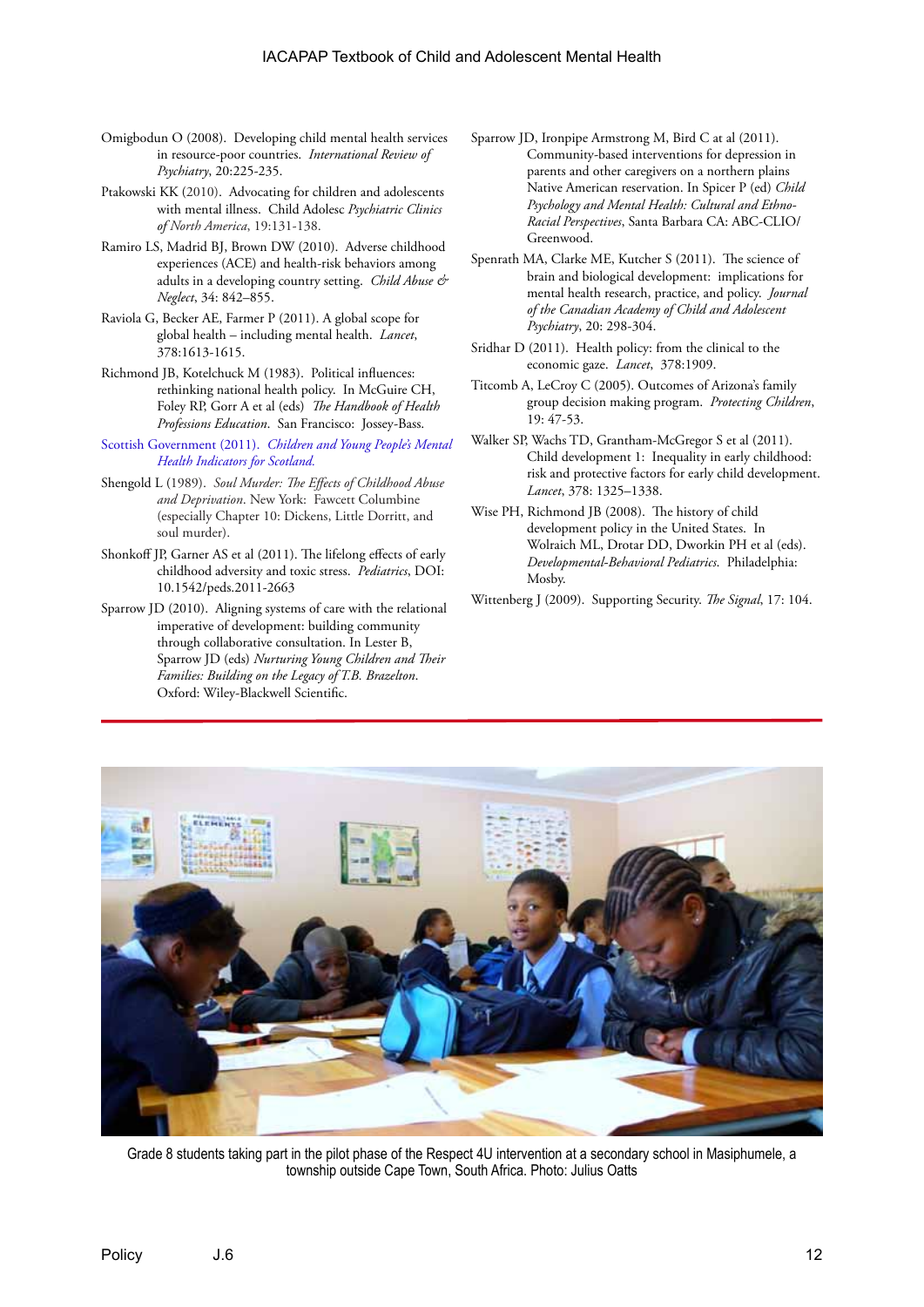Omigbodun O (2008). Developing child mental health services in resource-poor countries. *International Review of Psychiatry*, 20:225-235.

Ptakowski KK (2010). Advocating for children and adolescents with mental illness. Child Adolesc *Psychiatric Clinics of North America*, 19:131-138.

Ramiro LS, Madrid BJ, Brown DW (2010). Adverse childhood experiences (ACE) and health-risk behaviors among adults in a developing country setting. *Child Abuse & Neglect*, 34: 842–855.

Raviola G, Becker AE, Farmer P (2011). A global scope for global health – including mental health. *Lancet*, 378:1613-1615.

Richmond JB, Kotelchuck M (1983). Political influences: rethinking national health policy. In McGuire CH, Foley RP, Gorr A et al (eds) *The Handbook of Health Professions Education*. San Francisco: Jossey-Bass.

Scottish Government (2011). *Children and Young People's Mental Health Indicators for Scotland.*

Shengold L (1989). *Soul Murder: The Effects of Childhood Abuse and Deprivation*. New York: Fawcett Columbine (especially Chapter 10: Dickens, Little Dorritt, and soul murder).

Shonkoff JP, Garner AS et al (2011). The lifelong effects of early childhood adversity and toxic stress. *Pediatrics*, DOI: 10.1542/peds.2011-2663

Sparrow JD (2010). Aligning systems of care with the relational imperative of development: building community through collaborative consultation. In Lester B, Sparrow JD (eds) *Nurturing Young Children and Their Families: Building on the Legacy of T.B. Brazelton*. Oxford: Wiley-Blackwell Scientific.

Sparrow JD, Ironpipe Armstrong M, Bird C at al (2011). Community-based interventions for depression in parents and other caregivers on a northern plains Native American reservation. In Spicer P (ed) *Child Psychology and Mental Health: Cultural and Ethno-Racial Perspectives*, Santa Barbara CA: ABC-CLIO/Greenwood.

Spenrath MA, Clarke ME, Kutcher S (2011). The science of brain and biological development: implications for mental health research, practice, and policy. *Journal of the Canadian Academy of Child and Adolescent Psychiatry*, 20: 298-304.

Sridhar D (2011). Health policy: from the clinical to the economic gaze. *Lancet*, 378:1909.

Titcomb A, LeCroy C (2005). Outcomes of Arizona's family group decision making program. *Protecting Children*, 19: 47-53.

Walker SP, Wachs TD, Grantham-McGregor S et al (2011). Child development 1: Inequality in early childhood: risk and protective factors for early child development. *Lancet*, 378: 1325–1338.

Wise PH, Richmond JB (2008). The history of child development policy in the United States. In Wolraich ML, Drotar DD, Dworkin PH et al (eds). *Developmental-Behavioral Pediatrics*. Philadelphia: Mosby.

Wittenberg J (2009). Supporting Security. *The Signal*, 17: 104.

Grade 8 students taking part in the pilot phase of the Respect 4U intervention at a secondary school in Masiphumele, a township outside Cape Town, South Africa. Photo: Julius Oatts